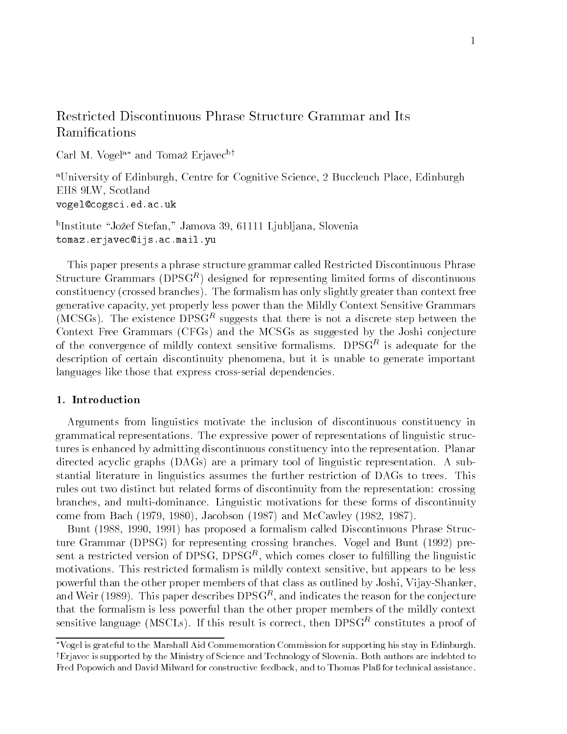# Restricted Discontinuous Phrase Structure Grammar and Its Ramifications

Carl M. Vogel[a*] and Tomaž Erjavec[b†]

[a]University of Edinburgh, Centre for Cognitive Science, 2 Buccleuch Place, Edinburgh EH8 9LW, Scotland
vogel@cogsci.ed.ac.uk

[b]Institute "Jožef Stefan," Jamova 39, 61111 Ljubljana, Slovenia
tomaz.erjavec@ijs.ac.mail.yu

This paper presents a phrase structure grammar called Restricted Discontinuous Phrase Structure Grammars (DPSG$^R$) designed for representing limited forms of discontinuous constituency (crossed branches). The formalism has only slightly greater than context free generative capacity, yet properly less power than the Mildly Context Sensitive Grammars (MCSGs). The existence DPSG$^R$ suggests that there is not a discrete step between the Context Free Grammars (CFGs) and the MCSGs as suggested by the Joshi conjecture of the convergence of mildly context sensitive formalisms. DPSG$^R$ is adequate for the description of certain discontinuity phenomena, but it is unable to generate important languages like those that express cross-serial dependencies.

## 1. Introduction

Arguments from linguistics motivate the inclusion of discontinuous constituency in grammatical representations. The expressive power of representations of linguistic structures is enhanced by admitting discontinuous constituency into the representation. Planar directed acyclic graphs (DAGs) are a primary tool of linguistic representation. A substantial literature in linguistics assumes the further restriction of DAGs to trees. This rules out two distinct but related forms of discontinuity from the representation: crossing branches, and multi-dominance. Linguistic motivations for these forms of discontinuity come from Bach (1979, 1980), Jacobson (1987) and McCawley (1982, 1987).

Bunt (1988, 1990, 1991) has proposed a formalism called Discontinuous Phrase Structure Grammar (DPSG) for representing crossing branches. Vogel and Bunt (1992) present a restricted version of DPSG, DPSG$^R$, which comes closer to fulfilling the linguistic motivations. This restricted formalism is mildly context sensitive, but appears to be less powerful than the other proper members of that class as outlined by Joshi, Vijay-Shanker, and Weir (1989). This paper describes DPSG$^R$, and indicates the reason for the conjecture that the formalism is less powerful than the other proper members of the mildly context sensitive language (MSCLs). If this result is correct, then DPSG$^R$ constitutes a proof of

[*]Vogel is grateful to the Marshall Aid Commemoration Commission for supporting his stay in Edinburgh.
[†]Erjavec is supported by the Ministry of Science and Technology of Slovenia. Both authors are indebted to Fred Popowich and David Milward for constructive feedback, and to Thomas Plaß for technical assistance.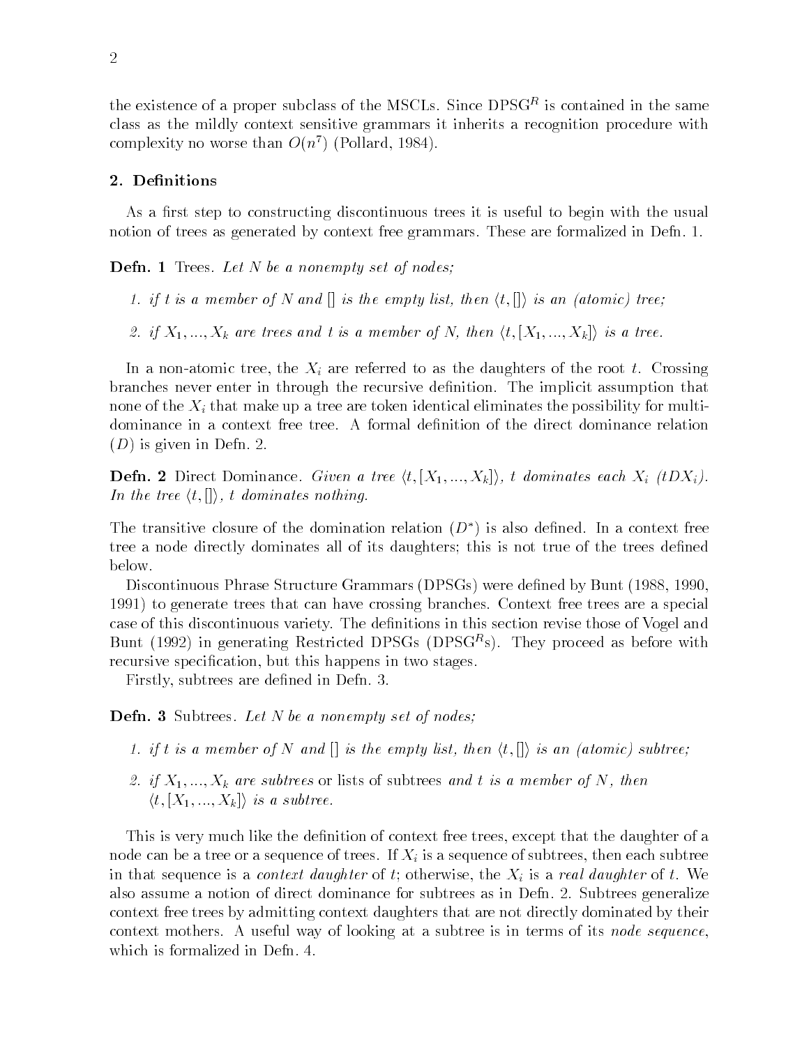the existence of a proper subclass of the MSCLs. Since DPSG$^R$ is contained in the same class as the mildly context sensitive grammars it inherits a recognition procedure with complexity no worse than $O(n^7)$ (Pollard, 1984).

## 2. Definitions

As a first step to constructing discontinuous trees it is useful to begin with the usual notion of trees as generated by context free grammars. These are formalized in Defn. 1.

**Defn. 1** Trees. *Let $N$ be a nonempty set of nodes;*

1. *if $t$ is a member of $N$ and $[]$ is the empty list, then $\langle t, []\rangle$ is an (atomic) tree;*
2. *if $X_1, ..., X_k$ are trees and $t$ is a member of $N$, then $\langle t, [X_1, ..., X_k]\rangle$ is a tree.*

In a non-atomic tree, the $X_i$ are referred to as the daughters of the root $t$. Crossing branches never enter in through the recursive definition. The implicit assumption that none of the $X_i$ that make up a tree are token identical eliminates the possibility for multi-dominance in a context free tree. A formal definition of the direct dominance relation ($D$) is given in Defn. 2.

**Defn. 2** Direct Dominance. *Given a tree $\langle t, [X_1, ..., X_k]\rangle$, $t$ dominates each $X_i$ ($tDX_i$). In the tree $\langle t, []\rangle$, $t$ dominates nothing.*

The transitive closure of the domination relation ($D^*$) is also defined. In a context free tree a node directly dominates all of its daughters; this is not true of the trees defined below.

Discontinuous Phrase Structure Grammars (DPSGs) were defined by Bunt (1988, 1990, 1991) to generate trees that can have crossing branches. Context free trees are a special case of this discontinuous variety. The definitions in this section revise those of Vogel and Bunt (1992) in generating Restricted DPSGs (DPSG$^R$s). They proceed as before with recursive specification, but this happens in two stages.

Firstly, subtrees are defined in Defn. 3.

**Defn. 3** Subtrees. *Let $N$ be a nonempty set of nodes;*

1. *if $t$ is a member of $N$ and $[]$ is the empty list, then $\langle t, []\rangle$ is an (atomic) subtree;*
2. *if $X_1, ..., X_k$ are subtrees* or lists of subtrees *and $t$ is a member of $N$, then $\langle t, [X_1, ..., X_k]\rangle$ is a subtree.*

This is very much like the definition of context free trees, except that the daughter of a node can be a tree or a sequence of trees. If $X_i$ is a sequence of subtrees, then each subtree in that sequence is a *context daughter* of $t$; otherwise, the $X_i$ is a *real daughter* of $t$. We also assume a notion of direct dominance for subtrees as in Defn. 2. Subtrees generalize context free trees by admitting context daughters that are not directly dominated by their context mothers. A useful way of looking at a subtree is in terms of its *node sequence*, which is formalized in Defn. 4.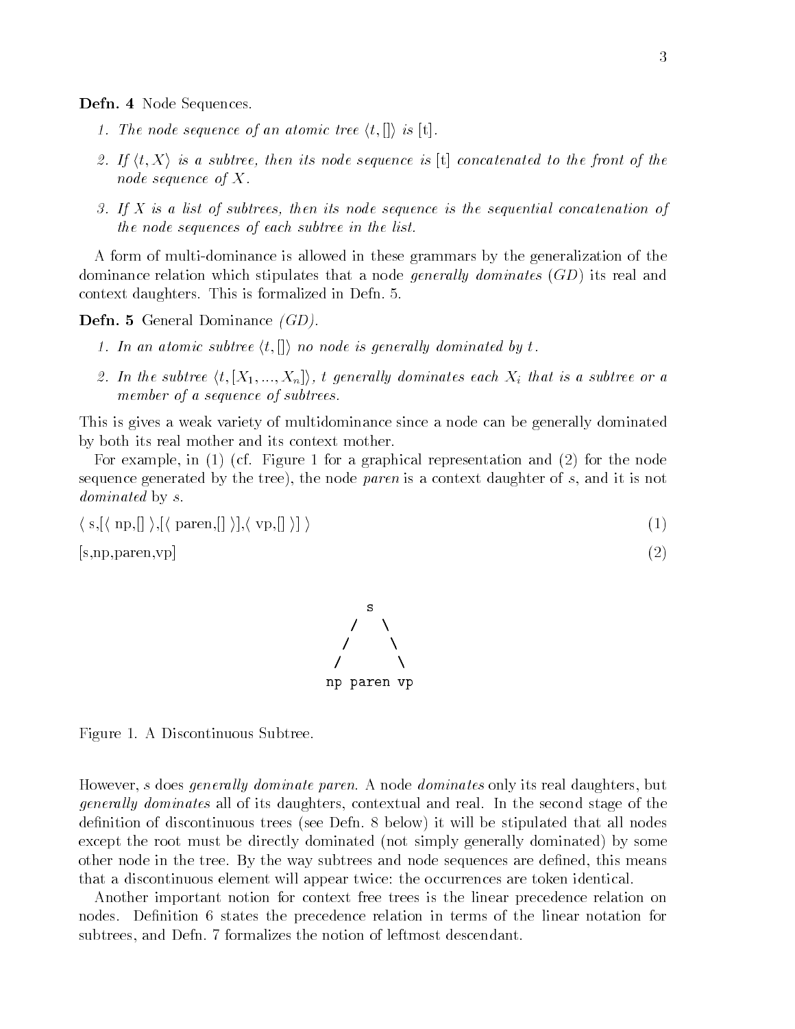**Defn. 4** Node Sequences.

1. *The node sequence of an atomic tree* $\langle t, [] \rangle$ *is* [t].
2. *If* $\langle t, X \rangle$ *is a subtree, then its node sequence is* [t] *concatenated to the front of the node sequence of* $X$.
3. *If* $X$ *is a list of subtrees, then its node sequence is the sequential concatenation of the node sequences of each subtree in the list.*

A form of multi-dominance is allowed in these grammars by the generalization of the dominance relation which stipulates that a node *generally dominates* (*GD*) its real and context daughters. This is formalized in Defn. 5.

**Defn. 5** General Dominance *(GD)*.

1. *In an atomic subtree* $\langle t, [] \rangle$ *no node is generally dominated by* $t$.
2. *In the subtree* $\langle t, [X_1, ..., X_n] \rangle$, $t$ *generally dominates each* $X_i$ *that is a subtree or a member of a sequence of subtrees.*

This is gives a weak variety of multidominance since a node can be generally dominated by both its real mother and its context mother.

For example, in (1) (cf. Figure 1 for a graphical representation and (2) for the node sequence generated by the tree), the node *paren* is a context daughter of *s*, and it is not *dominated* by *s*.

$$\langle \text{ s},[\langle \text{ np},[] \rangle,[\langle \text{ paren},[] \rangle],\langle \text{ vp},[] \rangle] \rangle \quad (1)$$

$$[\text{s,np,paren,vp}] \quad (2)$$

```
        s
      /   \
     /     \
    /       \
  np paren vp
```

Figure 1. A Discontinuous Subtree.

However, *s* does *generally dominate paren*. A node *dominates* only its real daughters, but *generally dominates* all of its daughters, contextual and real. In the second stage of the definition of discontinuous trees (see Defn. 8 below) it will be stipulated that all nodes except the root must be directly dominated (not simply generally dominated) by some other node in the tree. By the way subtrees and node sequences are defined, this means that a discontinuous element will appear twice: the occurrences are token identical.

Another important notion for context free trees is the linear precedence relation on nodes. Definition 6 states the precedence relation in terms of the linear notation for subtrees, and Defn. 7 formalizes the notion of leftmost descendant.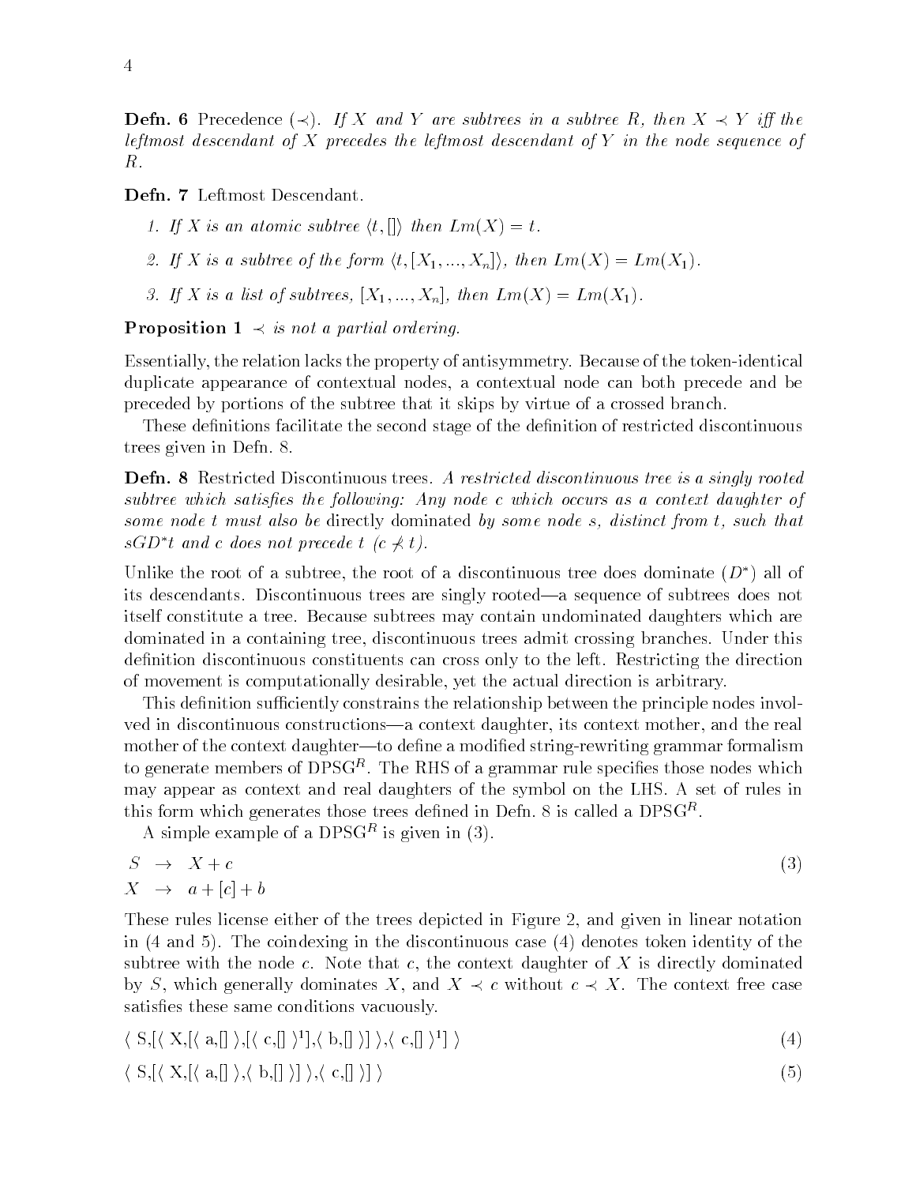**Defn. 6** Precedence ($\prec$). *If $X$ and $Y$ are subtrees in a subtree $R$, then $X \prec Y$ iff the leftmost descendant of $X$ precedes the leftmost descendant of $Y$ in the node sequence of $R$.*

**Defn. 7** Leftmost Descendant.

1. *If $X$ is an atomic subtree $\langle t, [] \rangle$ then $Lm(X) = t$.*
2. *If $X$ is a subtree of the form $\langle t, [X_1, ..., X_n] \rangle$, then $Lm(X) = Lm(X_1)$.*
3. *If $X$ is a list of subtrees, $[X_1, ..., X_n]$, then $Lm(X) = Lm(X_1)$.*

**Proposition 1** *$\prec$ is not a partial ordering.*

Essentially, the relation lacks the property of antisymmetry. Because of the token-identical duplicate appearance of contextual nodes, a contextual node can both precede and be preceded by portions of the subtree that it skips by virtue of a crossed branch.

These definitions facilitate the second stage of the definition of restricted discontinuous trees given in Defn. 8.

**Defn. 8** Restricted Discontinuous trees. *A restricted discontinuous tree is a singly rooted subtree which satisfies the following: Any node $c$ which occurs as a context daughter of some node $t$ must also be* directly *dominated by some node $s$, distinct from $t$, such that $sGD^*t$ and $c$ does not precede $t$ ($c \not\prec t$).*

Unlike the root of a subtree, the root of a discontinuous tree does dominate ($D^*$) all of its descendants. Discontinuous trees are singly rooted—a sequence of subtrees does not itself constitute a tree. Because subtrees may contain undominated daughters which are dominated in a containing tree, discontinuous trees admit crossing branches. Under this definition discontinuous constituents can cross only to the left. Restricting the direction of movement is computationally desirable, yet the actual direction is arbitrary.

This definition sufficiently constrains the relationship between the principle nodes involved in discontinuous constructions—a context daughter, its context mother, and the real mother of the context daughter—to define a modified string-rewriting grammar formalism to generate members of $\text{DPSG}^R$. The RHS of a grammar rule specifies those nodes which may appear as context and real daughters of the symbol on the LHS. A set of rules in this form which generates those trees defined in Defn. 8 is called a $\text{DPSG}^R$.

A simple example of a $\text{DPSG}^R$ is given in (3).

$$
\begin{aligned}
S &\rightarrow X + c \\
X &\rightarrow a + [c] + b
\end{aligned}
\tag{3}
$$

These rules license either of the trees depicted in Figure 2, and given in linear notation in (4 and 5). The coindexing in the discontinuous case (4) denotes token identity of the subtree with the node $c$. Note that $c$, the context daughter of $X$ is directly dominated by $S$, which generally dominates $X$, and $X \prec c$ without $c \prec X$. The context free case satisfies these same conditions vacuously.

$$\langle\, \text{S},[\langle\, \text{X},[\langle\, \text{a},[]\,\rangle,[\langle\, \text{c},[]\,\rangle^1],\langle\, \text{b},[]\,\rangle]\,\rangle,\langle\, \text{c},[]\,\rangle^1]\,\rangle \tag{4}$$

$$\langle\, \text{S},[\langle\, \text{X},[\langle\, \text{a},[]\,\rangle,\langle\, \text{b},[]\,\rangle]\,\rangle,\langle\, \text{c},[]\,\rangle]\,\rangle \tag{5}$$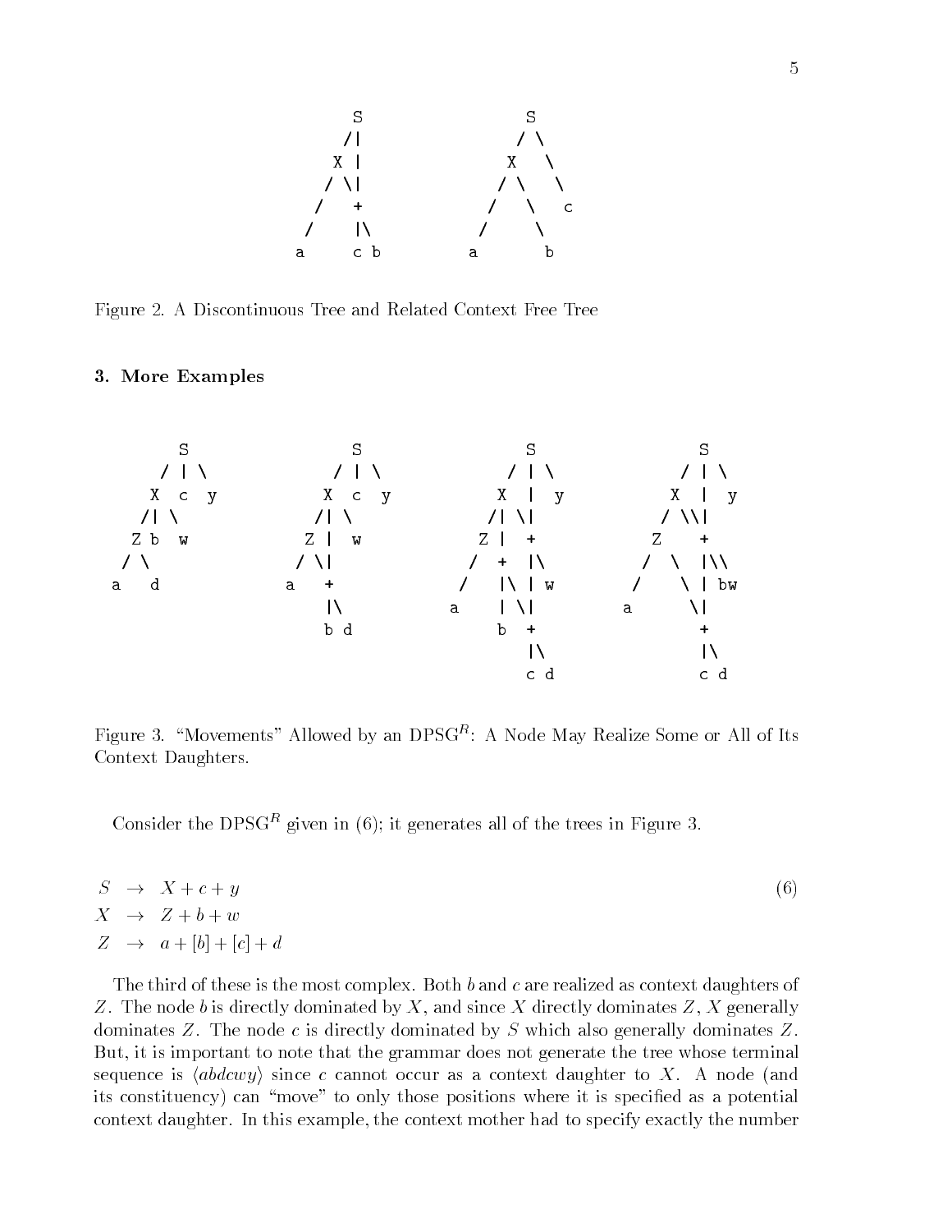```
             S                    S
            /|                   / \
           X |                  X   \
          / \|                 / \   \
         /   +                /   \   c
        /    |\              /     \
       a     c b            a       b
```

Figure 2. A Discontinuous Tree and Related Context Free Tree

### 3. More Examples

```
       S                   S                   S                   S
     / | \               / | \               / | \               / | \
    X  c  y             X  c  y             X  |  y             X  |  y
   /| \                /| \                /| \|                / \\|
  Z b  w              Z |  w              Z |  +               Z    +
 / \                 / \|                /  +  |\             / \  |\\
a   d               a   +               /   |\ | w           /   \ | bw
                        |\             a    | \|            a     \|
                        b d                 b  +                   +
                                               |\                  |\
                                               c d                 c d
```

Figure 3. "Movements" Allowed by an DPSG$^R$: A Node May Realize Some or All of Its Context Daughters.

Consider the DPSG$^R$ given in (6); it generates all of the trees in Figure 3.

$$
\begin{aligned}
S &\rightarrow X + c + y \\
X &\rightarrow Z + b + w \\
Z &\rightarrow a + [b] + [c] + d
\end{aligned} \tag{6}
$$

The third of these is the most complex. Both $b$ and $c$ are realized as context daughters of $Z$. The node $b$ is directly dominated by $X$, and since $X$ directly dominates $Z$, $X$ generally dominates $Z$. The node $c$ is directly dominated by $S$ which also generally dominates $Z$. But, it is important to note that the grammar does not generate the tree whose terminal sequence is $\langle abdcwy \rangle$ since $c$ cannot occur as a context daughter to $X$. A node (and its constituency) can "move" to only those positions where it is specified as a potential context daughter. In this example, the context mother had to specify exactly the number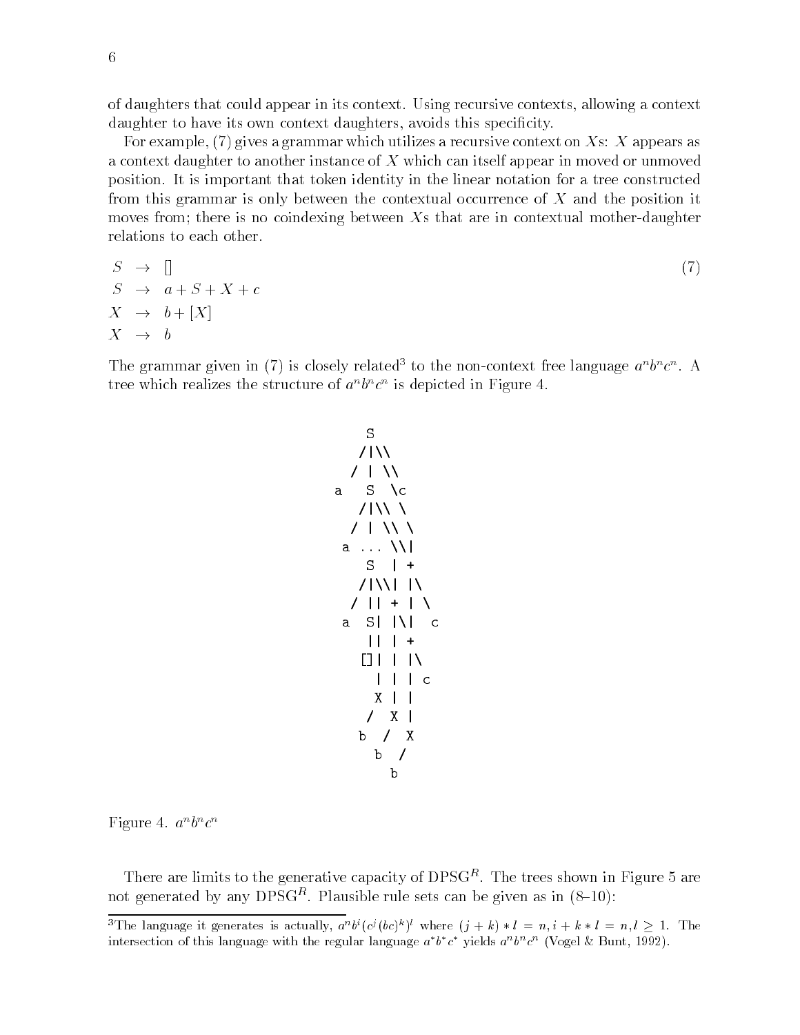of daughters that could appear in its context. Using recursive contexts, allowing a context daughter to have its own context daughters, avoids this specificity.

For example, (7) gives a grammar which utilizes a recursive context on $X$s: $X$ appears as a context daughter to another instance of $X$ which can itself appear in moved or unmoved position. It is important that token identity in the linear notation for a tree constructed from this grammar is only between the contextual occurrence of $X$ and the position it moves from; there is no coindexing between $X$s that are in contextual mother-daughter relations to each other.

$$
\begin{aligned}
S &\rightarrow [] \\
S &\rightarrow a + S + X + c \\
X &\rightarrow b + [X] \\
X &\rightarrow b
\end{aligned}
\tag{7}
$$

The grammar given in (7) is closely related[3] to the non-context free language $a^n b^n c^n$. A tree which realizes the structure of $a^n b^n c^n$ is depicted in Figure 4.

```
        S
       /|\\
      / | \\
     a  S  \c
       /|\\ \
      / | \\ \
     a ... \\|
        S  | +
       /|\\| |\
      / || + | \
     a  S| |\|  c
        || | +
       []| | |\
         | | | c
         X | |
        /  X |
       b  / X
         b  /
           b
```

Figure 4. $a^n b^n c^n$

There are limits to the generative capacity of DPSG$^R$. The trees shown in Figure 5 are not generated by any DPSG$^R$. Plausible rule sets can be given as in (8–10):

[3]The language it generates is actually, $a^n b^i (c^j (bc)^k)^l$ where $(j + k) * l = n, i + k * l = n, l \geq 1$. The intersection of this language with the regular language $a^* b^* c^*$ yields $a^n b^n c^n$ (Vogel & Bunt, 1992).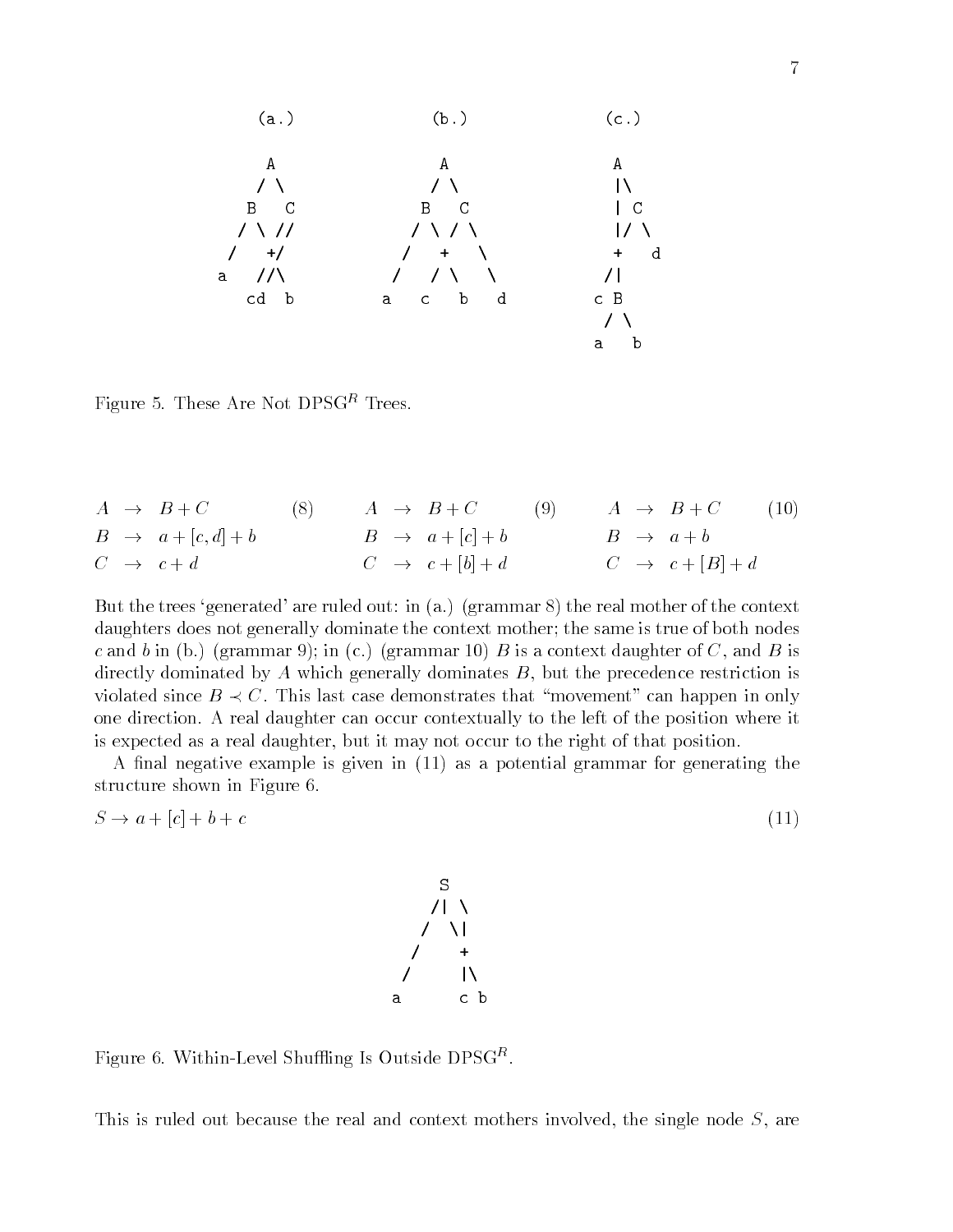```
      (a.)              (b.)              (c.)

        A                 A                 A
       / \               / \                |\
      B   C             B   C               | C
     / \ //            / \ / \              |/ \
    /   +/            /   +   \             +   d
   a    //\          /   / \   \           /|
        cd  b       a   c   b   d         c B
                                            / \
                                           a   b
```

Figure 5. These Are Not DPSG$^R$ Trees.

$$
\begin{aligned}
A &\rightarrow B + C \\
B &\rightarrow a + [c,d] + b \\
C &\rightarrow c + d
\end{aligned}
\qquad (8)
\qquad
\begin{aligned}
A &\rightarrow B + C \\
B &\rightarrow a + [c] + b \\
C &\rightarrow c + [b] + d
\end{aligned}
\qquad (9)
\qquad
\begin{aligned}
A &\rightarrow B + C \\
B &\rightarrow a + b \\
C &\rightarrow c + [B] + d
\end{aligned}
\qquad (10)
$$

But the trees 'generated' are ruled out: in (a.) (grammar 8) the real mother of the context daughters does not generally dominate the context mother; the same is true of both nodes $c$ and $b$ in (b.) (grammar 9); in (c.) (grammar 10) $B$ is a context daughter of $C$, and $B$ is directly dominated by $A$ which generally dominates $B$, but the precedence restriction is violated since $B \prec C$. This last case demonstrates that "movement" can happen in only one direction. A real daughter can occur contextually to the left of the position where it is expected as a real daughter, but it may not occur to the right of that position.

A final negative example is given in (11) as a potential grammar for generating the structure shown in Figure 6.

$$S \rightarrow a + [c] + b + c \qquad (11)$$

```
          S
         /| \
        /  \|
       /    +
      /     |\
     a      c b
```

Figure 6. Within-Level Shuffling Is Outside DPSG$^R$.

This is ruled out because the real and context mothers involved, the single node $S$, are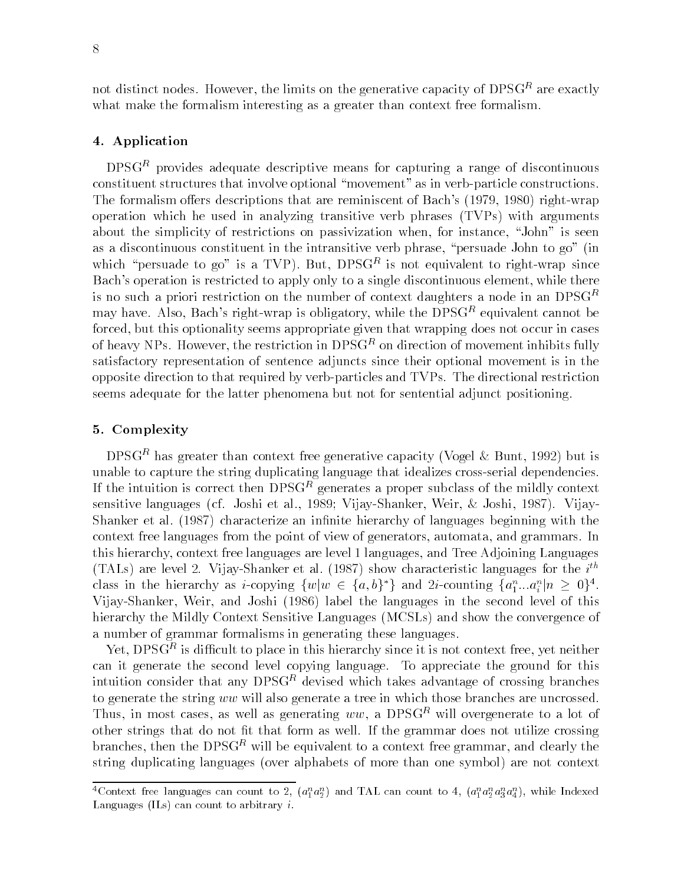not distinct nodes. However, the limits on the generative capacity of DPSG$^R$ are exactly what make the formalism interesting as a greater than context free formalism.

## 4. Application

DPSG$^R$ provides adequate descriptive means for capturing a range of discontinuous constituent structures that involve optional "movement" as in verb-particle constructions. The formalism offers descriptions that are reminiscent of Bach's (1979, 1980) right-wrap operation which he used in analyzing transitive verb phrases (TVPs) with arguments about the simplicity of restrictions on passivization when, for instance, "John" is seen as a discontinuous constituent in the intransitive verb phrase, "persuade John to go" (in which "persuade to go" is a TVP). But, DPSG$^R$ is not equivalent to right-wrap since Bach's operation is restricted to apply only to a single discontinuous element, while there is no such a priori restriction on the number of context daughters a node in an DPSG$^R$ may have. Also, Bach's right-wrap is obligatory, while the DPSG$^R$ equivalent cannot be forced, but this optionality seems appropriate given that wrapping does not occur in cases of heavy NPs. However, the restriction in DPSG$^R$ on direction of movement inhibits fully satisfactory representation of sentence adjuncts since their optional movement is in the opposite direction to that required by verb-particles and TVPs. The directional restriction seems adequate for the latter phenomena but not for sentential adjunct positioning.

## 5. Complexity

DPSG$^R$ has greater than context free generative capacity (Vogel & Bunt, 1992) but is unable to capture the string duplicating language that idealizes cross-serial dependencies. If the intuition is correct then DPSG$^R$ generates a proper subclass of the mildly context sensitive languages (cf. Joshi et al., 1989; Vijay-Shanker, Weir, & Joshi, 1987). Vijay-Shanker et al. (1987) characterize an infinite hierarchy of languages beginning with the context free languages from the point of view of generators, automata, and grammars. In this hierarchy, context free languages are level 1 languages, and Tree Adjoining Languages (TALs) are level 2. Vijay-Shanker et al. (1987) show characteristic languages for the $i^{th}$ class in the hierarchy as $i$-copying $\{w|w \in \{a,b\}^*\}$ and $2i$-counting $\{a_1^n ... a_i^n | n \geq 0\}$[4]. Vijay-Shanker, Weir, and Joshi (1986) label the languages in the second level of this hierarchy the Mildly Context Sensitive Languages (MCSLs) and show the convergence of a number of grammar formalisms in generating these languages.

Yet, DPSG$^R$ is difficult to place in this hierarchy since it is not context free, yet neither can it generate the second level copying language. To appreciate the ground for this intuition consider that any DPSG$^R$ devised which takes advantage of crossing branches to generate the string $ww$ will also generate a tree in which those branches are uncrossed. Thus, in most cases, as well as generating $ww$, a DPSG$^R$ will overgenerate to a lot of other strings that do not fit that form as well. If the grammar does not utilize crossing branches, then the DPSG$^R$ will be equivalent to a context free grammar, and clearly the string duplicating languages (over alphabets of more than one symbol) are not context

[4]Context free languages can count to 2, ($a_1^n a_2^n$) and TAL can count to 4, ($a_1^n a_2^n a_3^n a_4^n$), while Indexed Languages (ILs) can count to arbitrary $i$.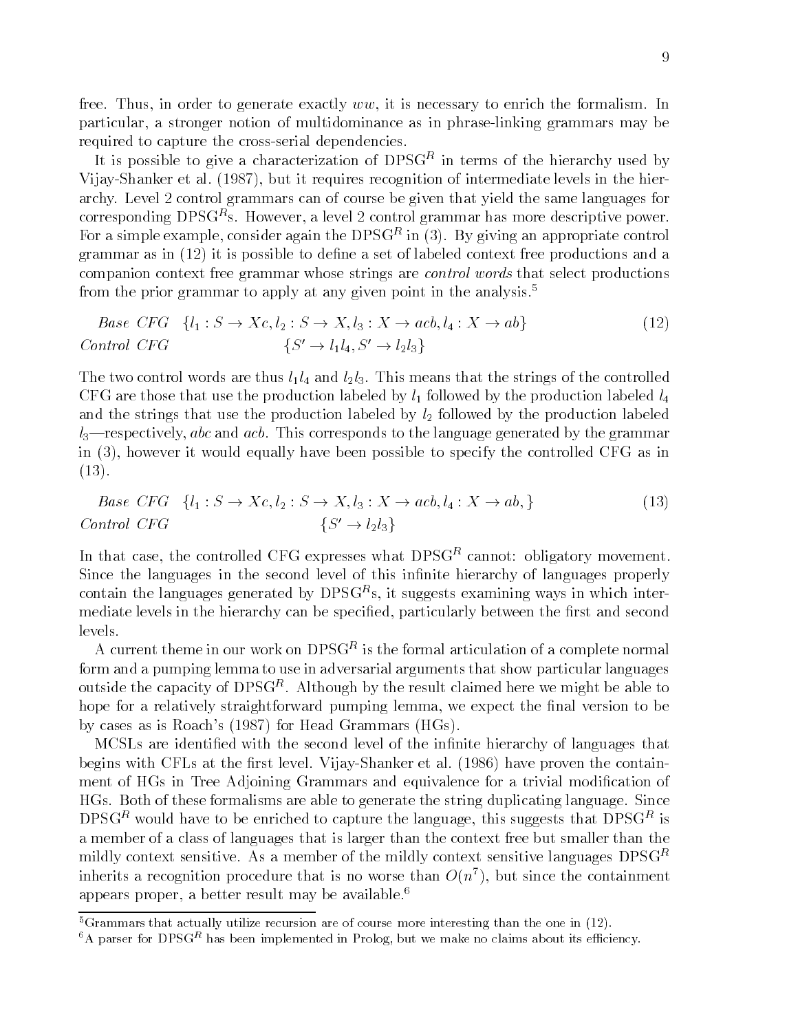free. Thus, in order to generate exactly $ww$, it is necessary to enrich the formalism. In particular, a stronger notion of multidominance as in phrase-linking grammars may be required to capture the cross-serial dependencies.

It is possible to give a characterization of DPSG$^R$ in terms of the hierarchy used by Vijay-Shanker et al. (1987), but it requires recognition of intermediate levels in the hierarchy. Level 2 control grammars can of course be given that yield the same languages for corresponding DPSG$^R$s. However, a level 2 control grammar has more descriptive power. For a simple example, consider again the DPSG$^R$ in (3). By giving an appropriate control grammar as in (12) it is possible to define a set of labeled context free productions and a companion context free grammar whose strings are *control words* that select productions from the prior grammar to apply at any given point in the analysis.[5]

$$\begin{array}{ll} \textit{Base CFG} & \{l_1 : S \rightarrow Xc, l_2 : S \rightarrow X, l_3 : X \rightarrow acb, l_4 : X \rightarrow ab\} \\ \textit{Control CFG} & \{S' \rightarrow l_1 l_4, S' \rightarrow l_2 l_3\} \end{array} \tag{12}$$

The two control words are thus $l_1 l_4$ and $l_2 l_3$. This means that the strings of the controlled CFG are those that use the production labeled by $l_1$ followed by the production labeled $l_4$ and the strings that use the production labeled by $l_2$ followed by the production labeled $l_3$—respectively, *abc* and *acb*. This corresponds to the language generated by the grammar in (3), however it would equally have been possible to specify the controlled CFG as in (13).

$$\begin{array}{ll} \textit{Base CFG} & \{l_1 : S \rightarrow Xc, l_2 : S \rightarrow X, l_3 : X \rightarrow acb, l_4 : X \rightarrow ab,\} \\ \textit{Control CFG} & \{S' \rightarrow l_2 l_3\} \end{array} \tag{13}$$

In that case, the controlled CFG expresses what DPSG$^R$ cannot: obligatory movement. Since the languages in the second level of this infinite hierarchy of languages properly contain the languages generated by DPSG$^R$s, it suggests examining ways in which intermediate levels in the hierarchy can be specified, particularly between the first and second levels.

A current theme in our work on DPSG$^R$ is the formal articulation of a complete normal form and a pumping lemma to use in adversarial arguments that show particular languages outside the capacity of DPSG$^R$. Although by the result claimed here we might be able to hope for a relatively straightforward pumping lemma, we expect the final version to be by cases as is Roach's (1987) for Head Grammars (HGs).

MCSLs are identified with the second level of the infinite hierarchy of languages that begins with CFLs at the first level. Vijay-Shanker et al. (1986) have proven the containment of HGs in Tree Adjoining Grammars and equivalence for a trivial modification of HGs. Both of these formalisms are able to generate the string duplicating language. Since DPSG$^R$ would have to be enriched to capture the language, this suggests that DPSG$^R$ is a member of a class of languages that is larger than the context free but smaller than the mildly context sensitive. As a member of the mildly context sensitive languages DPSG$^R$ inherits a recognition procedure that is no worse than $O(n^7)$, but since the containment appears proper, a better result may be available.[6]

---

[5] Grammars that actually utilize recursion are of course more interesting than the one in (12).

[6] A parser for DPSG$^R$ has been implemented in Prolog, but we make no claims about its efficiency.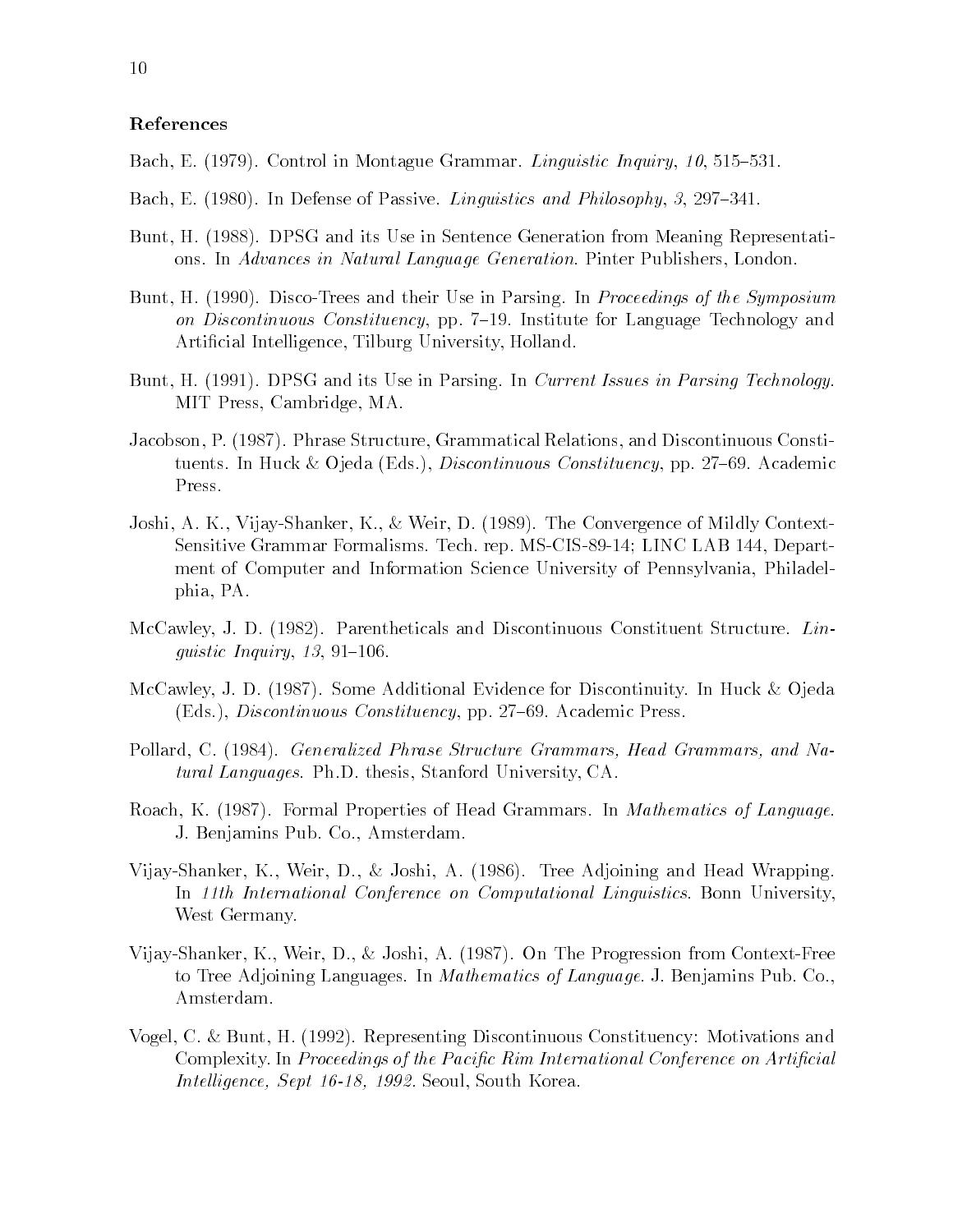## References

Bach, E. (1979). Control in Montague Grammar. *Linguistic Inquiry*, *10*, 515–531.

Bach, E. (1980). In Defense of Passive. *Linguistics and Philosophy*, *3*, 297–341.

Bunt, H. (1988). DPSG and its Use in Sentence Generation from Meaning Representations. In *Advances in Natural Language Generation*. Pinter Publishers, London.

Bunt, H. (1990). Disco-Trees and their Use in Parsing. In *Proceedings of the Symposium on Discontinuous Constituency*, pp. 7–19. Institute for Language Technology and Artificial Intelligence, Tilburg University, Holland.

Bunt, H. (1991). DPSG and its Use in Parsing. In *Current Issues in Parsing Technology*. MIT Press, Cambridge, MA.

Jacobson, P. (1987). Phrase Structure, Grammatical Relations, and Discontinuous Constituents. In Huck & Ojeda (Eds.), *Discontinuous Constituency*, pp. 27–69. Academic Press.

Joshi, A. K., Vijay-Shanker, K., & Weir, D. (1989). The Convergence of Mildly Context-Sensitive Grammar Formalisms. Tech. rep. MS-CIS-89-14; LINC LAB 144, Department of Computer and Information Science University of Pennsylvania, Philadelphia, PA.

McCawley, J. D. (1982). Parentheticals and Discontinuous Constituent Structure. *Linguistic Inquiry*, *13*, 91–106.

McCawley, J. D. (1987). Some Additional Evidence for Discontinuity. In Huck & Ojeda (Eds.), *Discontinuous Constituency*, pp. 27–69. Academic Press.

Pollard, C. (1984). *Generalized Phrase Structure Grammars, Head Grammars, and Natural Languages*. Ph.D. thesis, Stanford University, CA.

Roach, K. (1987). Formal Properties of Head Grammars. In *Mathematics of Language*. J. Benjamins Pub. Co., Amsterdam.

Vijay-Shanker, K., Weir, D., & Joshi, A. (1986). Tree Adjoining and Head Wrapping. In *11th International Conference on Computational Linguistics*. Bonn University, West Germany.

Vijay-Shanker, K., Weir, D., & Joshi, A. (1987). On The Progression from Context-Free to Tree Adjoining Languages. In *Mathematics of Language*. J. Benjamins Pub. Co., Amsterdam.

Vogel, C. & Bunt, H. (1992). Representing Discontinuous Constituency: Motivations and Complexity. In *Proceedings of the Pacific Rim International Conference on Artificial Intelligence, Sept 16-18, 1992*. Seoul, South Korea.